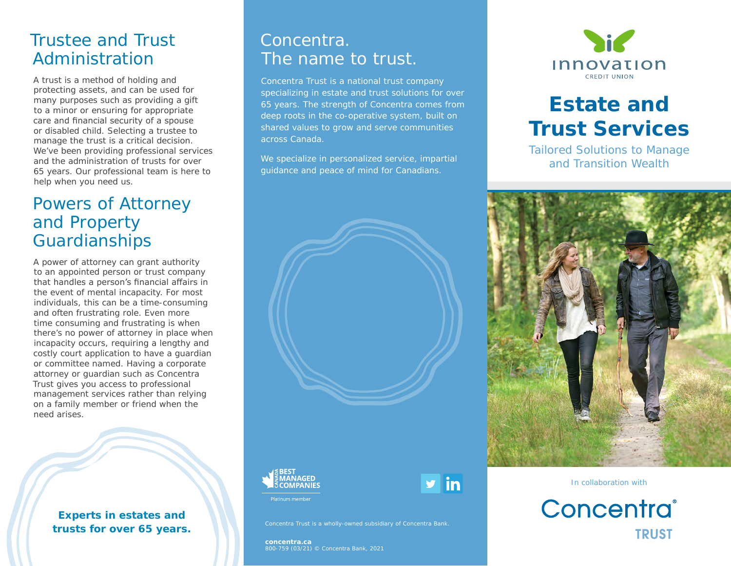# Estate and Trust Services

Tailored Solutions to Manage and Transition Wealth

In collaboration with Concentra Trust

## Trustee and Trust Administration

A trust is a method of holding and protecting assets, and can be used for many purposes such as providing a gift to a minor or ensuring for appropriate care and financial security of a spouse or disabled child. Selecting a trustee to manage the trust is a critical decision. We've been providing professional services and the administration of trusts for over 65 years. Our professional team is here to help when you need us.

## Powers of Attorney and Property Guardianships

A power of attorney can grant authority to an appointed person or trust company that handles a person's financial affairs in the event of mental incapacity. For most individuals, this can be a time-consuming and often frustrating role. Even more time consuming and frustrating is when there's no power of attorney in place when incapacity occurs, requiring a lengthy and costly court application to have a guardian or committee named. Having a corporate attorney or guardian such as Concentra Trust gives you access to professional management services rather than relying on a family member or friend when the need arises.

**Experts in estates and trusts for over 65 years.**

## Concentra. The name to trust.

Concentra Trust is a national trust company specializing in estate and trust solutions for over 65 years. The strength of Concentra comes from deep roots in the co-operative system, built on shared values to grow and serve communities across Canada.

We specialize in personalized service, impartial guidance and peace of mind for Canadians.

Canada Best Managed Companies – Platinum member

Concentra Trust is a wholly-owned subsidiary of Concentra Bank.

**concentra.ca**
800-759 (03/21) © Concentra Bank, 2021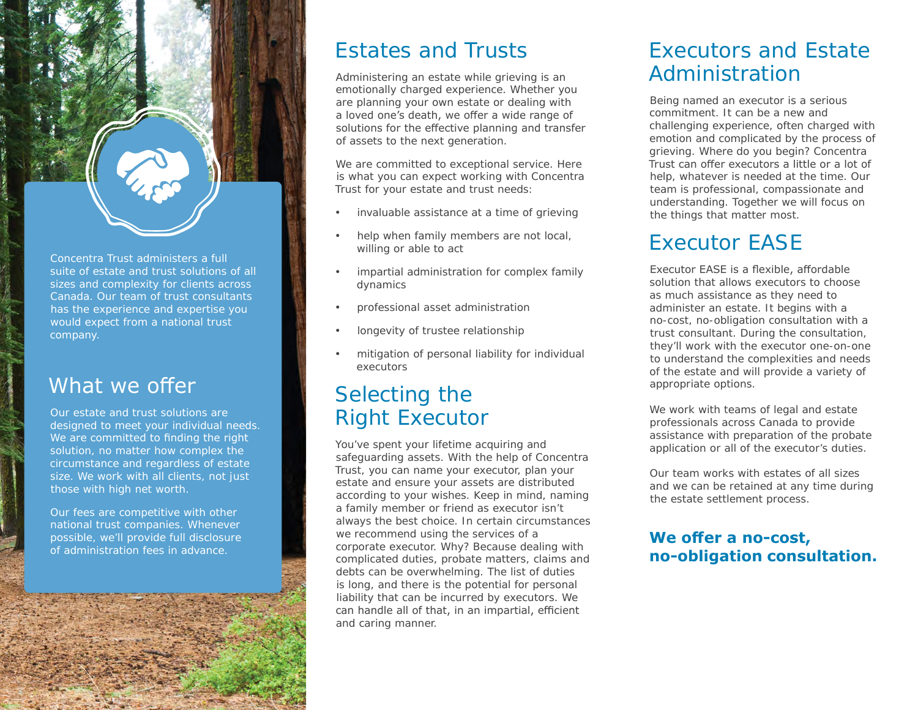Concentra Trust administers a full suite of estate and trust solutions of all sizes and complexity for clients across Canada. Our team of trust consultants has the experience and expertise you would expect from a national trust company.

## What we offer

Our estate and trust solutions are designed to meet your individual needs. We are committed to finding the right solution, no matter how complex the circumstance and regardless of estate size. We work with all clients, not just those with high net worth.

Our fees are competitive with other national trust companies. Whenever possible, we'll provide full disclosure of administration fees in advance.

## Estates and Trusts

Administering an estate while grieving is an emotionally charged experience. Whether you are planning your own estate or dealing with a loved one's death, we offer a wide range of solutions for the effective planning and transfer of assets to the next generation.

We are committed to exceptional service. Here is what you can expect working with Concentra Trust for your estate and trust needs:

- invaluable assistance at a time of grieving
- help when family members are not local, willing or able to act
- impartial administration for complex family dynamics
- professional asset administration
- longevity of trustee relationship
- mitigation of personal liability for individual executors

## Selecting the Right Executor

You've spent your lifetime acquiring and safeguarding assets. With the help of Concentra Trust, you can name your executor, plan your estate and ensure your assets are distributed according to your wishes. Keep in mind, naming a family member or friend as executor isn't always the best choice. In certain circumstances we recommend using the services of a corporate executor. Why? Because dealing with complicated duties, probate matters, claims and debts can be overwhelming. The list of duties is long, and there is the potential for personal liability that can be incurred by executors. We can handle all of that, in an impartial, efficient and caring manner.

## Executors and Estate Administration

Being named an executor is a serious commitment. It can be a new and challenging experience, often charged with emotion and complicated by the process of grieving. Where do you begin? Concentra Trust can offer executors a little or a lot of help, whatever is needed at the time. Our team is professional, compassionate and understanding. Together we will focus on the things that matter most.

## Executor EASE

Executor EASE is a flexible, affordable solution that allows executors to choose as much assistance as they need to administer an estate. It begins with a no-cost, no-obligation consultation with a trust consultant. During the consultation, they'll work with the executor one-on-one to understand the complexities and needs of the estate and will provide a variety of appropriate options.

We work with teams of legal and estate professionals across Canada to provide assistance with preparation of the probate application or all of the executor's duties.

Our team works with estates of all sizes and we can be retained at any time during the estate settlement process.

**We offer a no-cost, no-obligation consultation.**